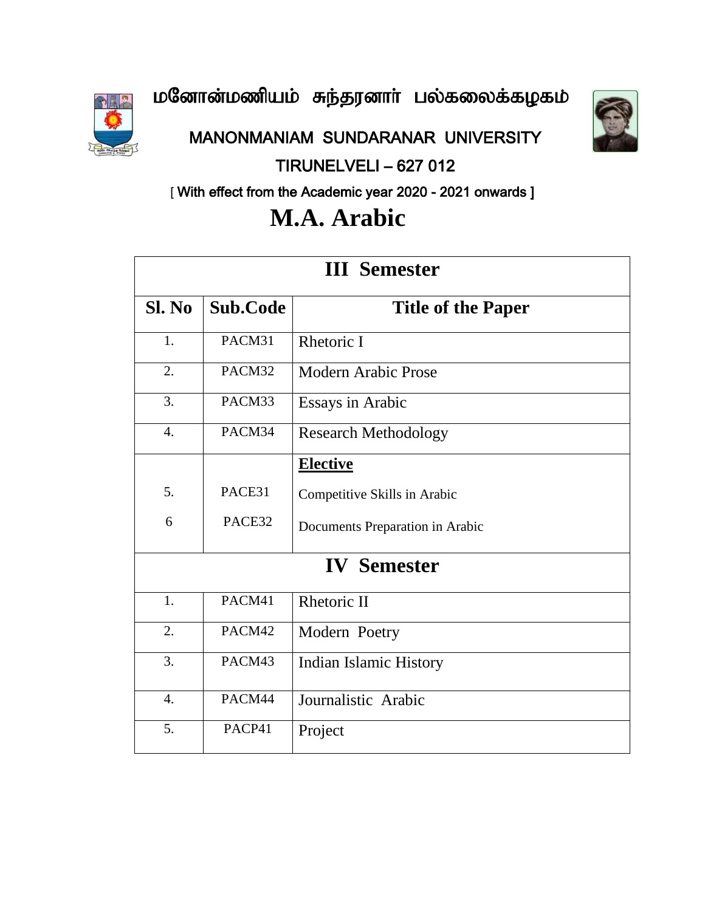# மனோன்மணியம் சுந்தரனார் பல்கலைக்கழகம்

## MANONMANIAM SUNDARANAR UNIVERSITY

## TIRUNELVELI – 627 012

[ With effect from the Academic year 2020 - 2021 onwards ]

# M.A. Arabic

| III Semester | | |
|---|---|---|
| **Sl. No** | **Sub.Code** | **Title of the Paper** |
| 1. | PACM31 | Rhetoric I |
| 2. | PACM32 | Modern Arabic Prose |
| 3. | PACM33 | Essays in Arabic |
| 4. | PACM34 | Research Methodology |
| | | **Elective** |
| 5. | PACE31 | Competitive Skills in Arabic |
| 6 | PACE32 | Documents Preparation in Arabic |
| **IV Semester** | | |
| 1. | PACM41 | Rhetoric II |
| 2. | PACM42 | Modern Poetry |
| 3. | PACM43 | Indian Islamic History |
| 4. | PACM44 | Journalistic Arabic |
| 5. | PACP41 | Project |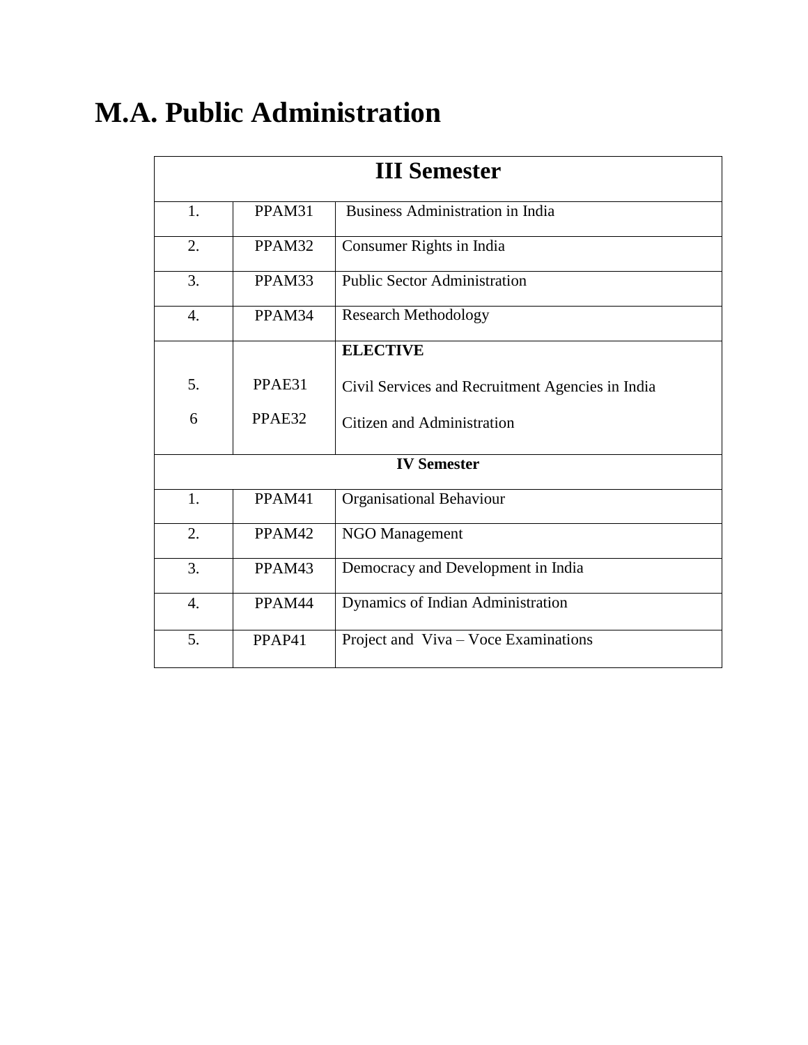# M.A. Public Administration

| III Semester | | |
|---|---|---|
| 1. | PPAM31 | Business Administration in India |
| 2. | PPAM32 | Consumer Rights in India |
| 3. | PPAM33 | Public Sector Administration |
| 4. | PPAM34 | Research Methodology |
| | | **ELECTIVE** |
| 5. | PPAE31 | Civil Services and Recruitment Agencies in India |
| 6 | PPAE32 | Citizen and Administration |
| **IV Semester** | | |
| 1. | PPAM41 | Organisational Behaviour |
| 2. | PPAM42 | NGO Management |
| 3. | PPAM43 | Democracy and Development in India |
| 4. | PPAM44 | Dynamics of Indian Administration |
| 5. | PPAP41 | Project and Viva – Voce Examinations |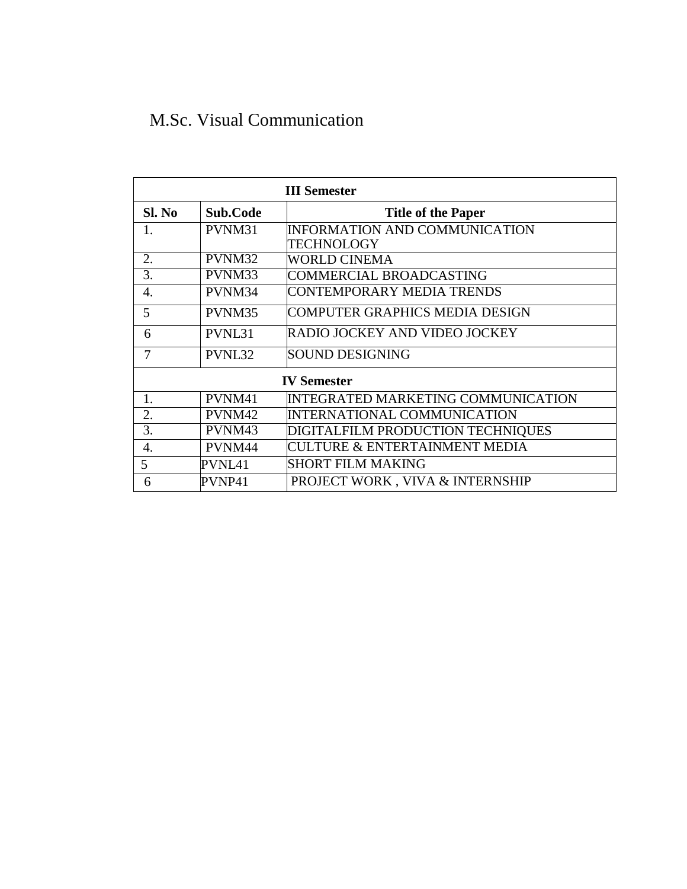# M.Sc. Visual Communication

| III Semester | | |
|---|---|---|
| **Sl. No** | **Sub.Code** | **Title of the Paper** |
| 1. | PVNM31 | INFORMATION AND COMMUNICATION TECHNOLOGY |
| 2. | PVNM32 | WORLD CINEMA |
| 3. | PVNM33 | COMMERCIAL BROADCASTING |
| 4. | PVNM34 | CONTEMPORARY MEDIA TRENDS |
| 5 | PVNM35 | COMPUTER GRAPHICS MEDIA DESIGN |
| 6 | PVNL31 | RADIO JOCKEY AND VIDEO JOCKEY |
| 7 | PVNL32 | SOUND DESIGNING |
| **IV Semester** | | |
| 1. | PVNM41 | INTEGRATED MARKETING COMMUNICATION |
| 2. | PVNM42 | INTERNATIONAL COMMUNICATION |
| 3. | PVNM43 | DIGITALFILM PRODUCTION TECHNIQUES |
| 4. | PVNM44 | CULTURE & ENTERTAINMENT MEDIA |
| 5 | PVNL41 | SHORT FILM MAKING |
| 6 | PVNP41 | PROJECT WORK , VIVA & INTERNSHIP |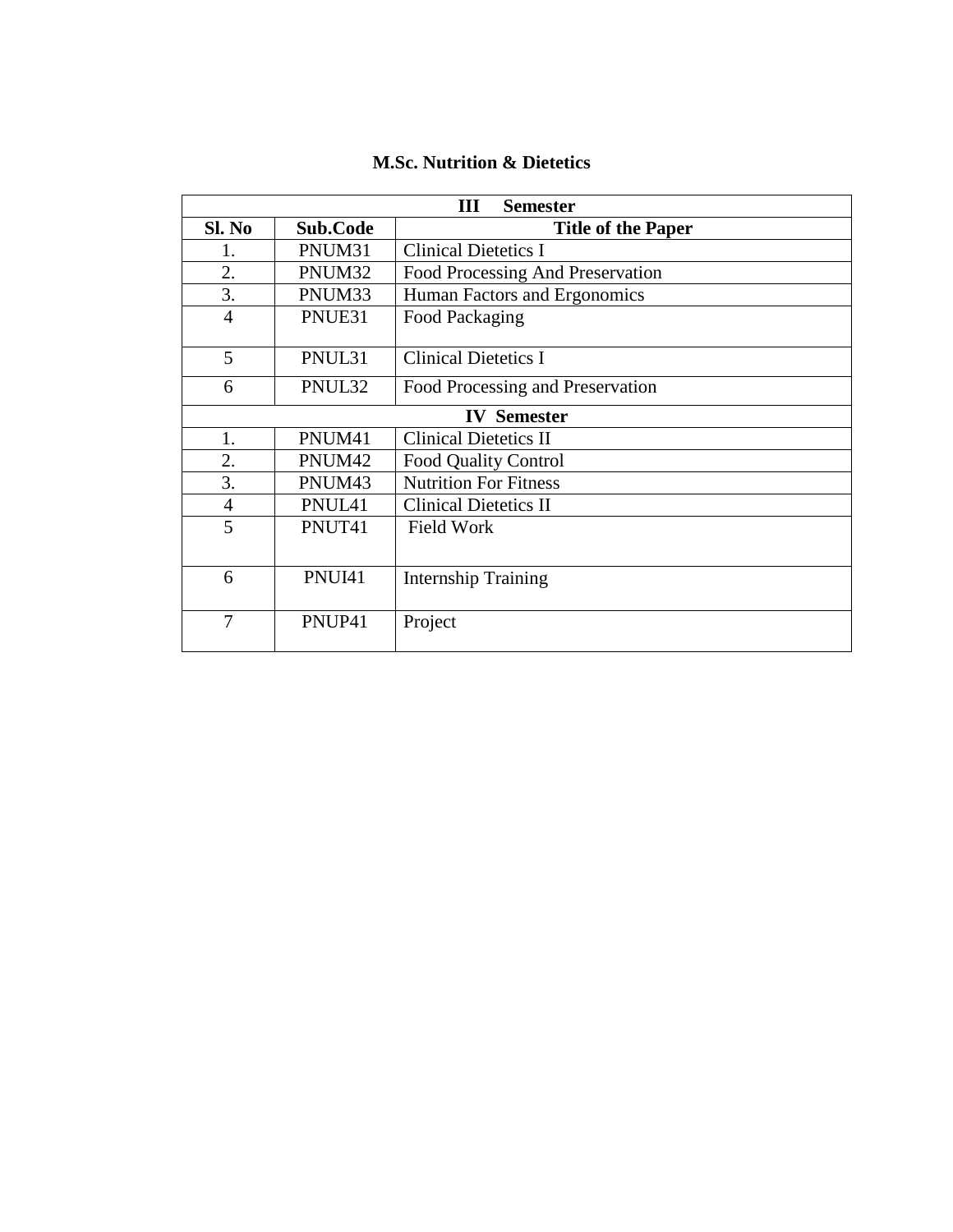**M.Sc. Nutrition & Dietetics**

| **III Semester** | | |
|---|---|---|
| **Sl. No** | **Sub.Code** | **Title of the Paper** |
| 1. | PNUM31 | Clinical Dietetics I |
| 2. | PNUM32 | Food Processing And Preservation |
| 3. | PNUM33 | Human Factors and Ergonomics |
| 4 | PNUE31 | Food Packaging |
| 5 | PNUL31 | Clinical Dietetics I |
| 6 | PNUL32 | Food Processing and Preservation |
| **IV Semester** | | |
| 1. | PNUM41 | Clinical Dietetics II |
| 2. | PNUM42 | Food Quality Control |
| 3. | PNUM43 | Nutrition For Fitness |
| 4 | PNUL41 | Clinical Dietetics II |
| 5 | PNUT41 | Field Work |
| 6 | PNUI41 | Internship Training |
| 7 | PNUP41 | Project |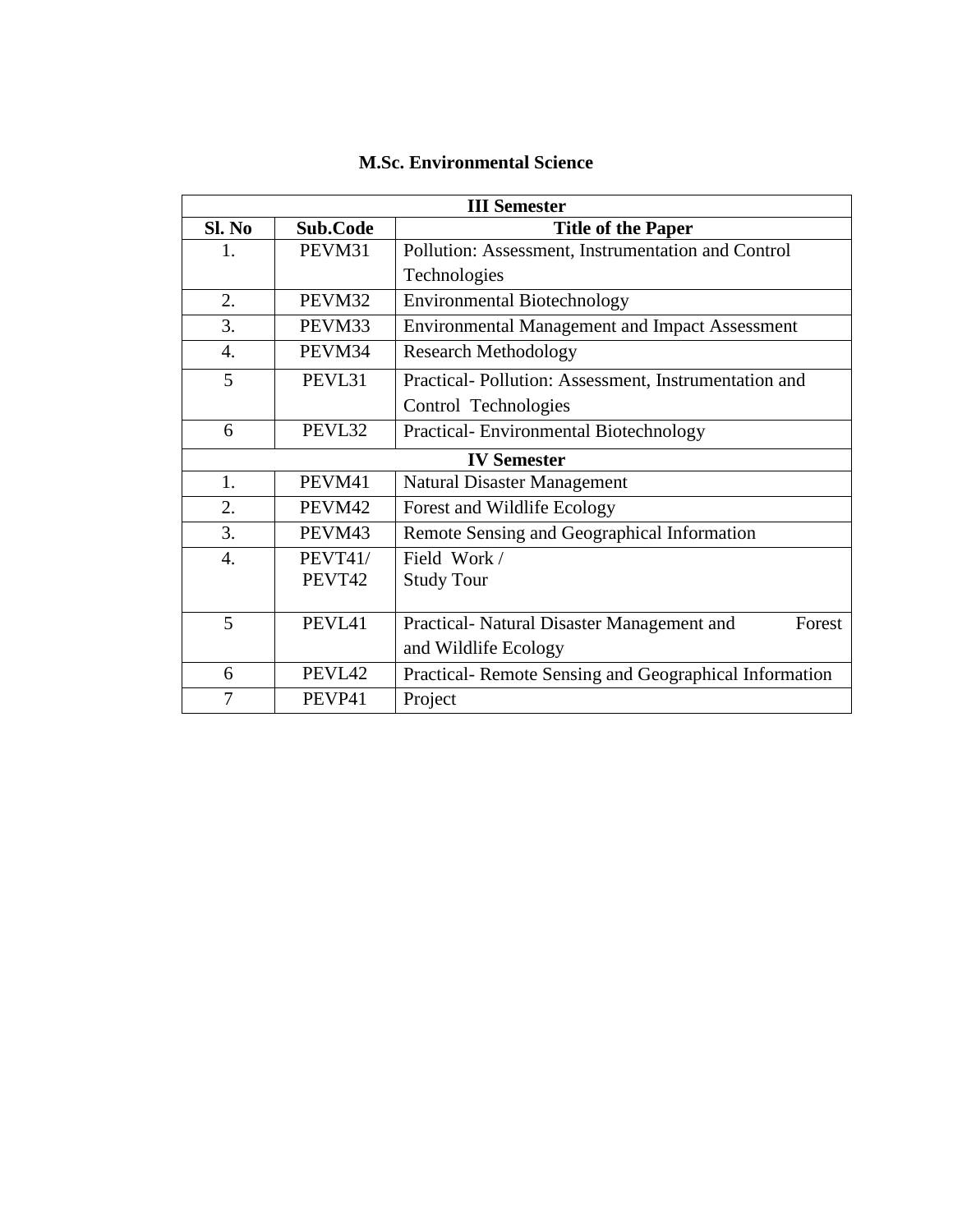# M.Sc. Environmental Science

| III Semester | | |
|---|---|---|
| **Sl. No** | **Sub.Code** | **Title of the Paper** |
| 1. | PEVM31 | Pollution: Assessment, Instrumentation and Control Technologies |
| 2. | PEVM32 | Environmental Biotechnology |
| 3. | PEVM33 | Environmental Management and Impact Assessment |
| 4. | PEVM34 | Research Methodology |
| 5 | PEVL31 | Practical- Pollution: Assessment, Instrumentation and Control Technologies |
| 6 | PEVL32 | Practical- Environmental Biotechnology |
| **IV Semester** | | |
| 1. | PEVM41 | Natural Disaster Management |
| 2. | PEVM42 | Forest and Wildlife Ecology |
| 3. | PEVM43 | Remote Sensing and Geographical Information |
| 4. | PEVT41/ PEVT42 | Field Work / Study Tour |
| 5 | PEVL41 | Practical- Natural Disaster Management and Forest and Wildlife Ecology |
| 6 | PEVL42 | Practical- Remote Sensing and Geographical Information |
| 7 | PEVP41 | Project |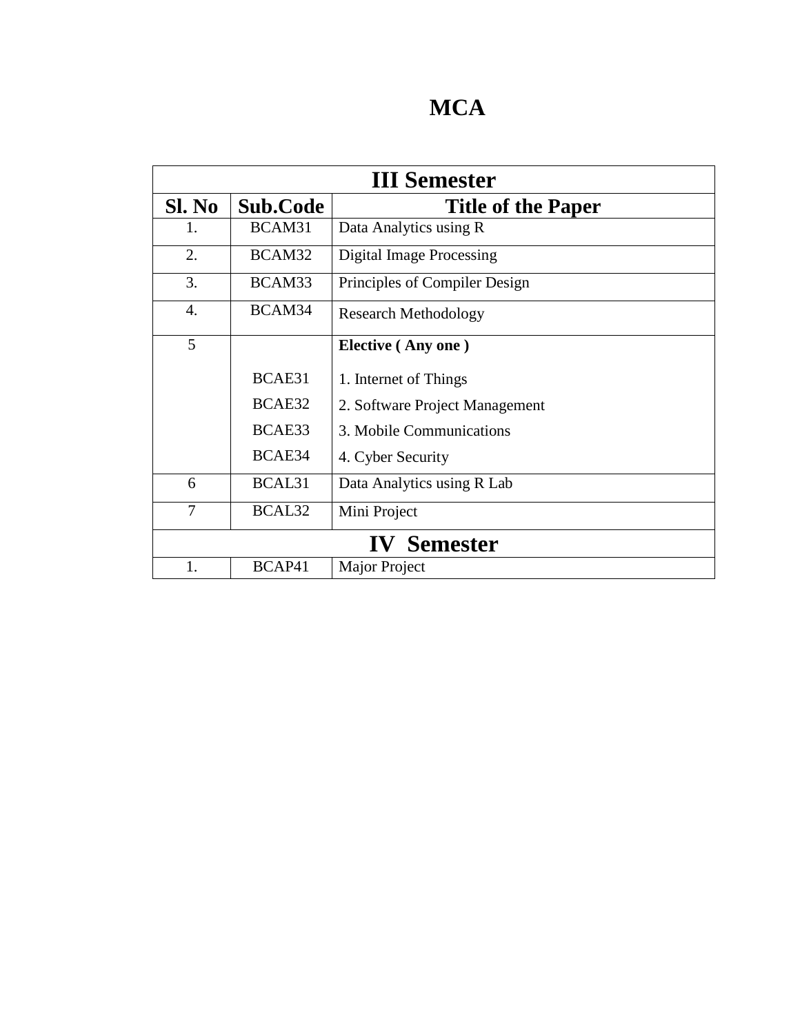# MCA

| III Semester | | |
|---|---|---|
| **Sl. No** | **Sub.Code** | **Title of the Paper** |
| 1. | BCAM31 | Data Analytics using R |
| 2. | BCAM32 | Digital Image Processing |
| 3. | BCAM33 | Principles of Compiler Design |
| 4. | BCAM34 | Research Methodology |
| 5 | | **Elective ( Any one )** |
| | BCAE31 | 1. Internet of Things |
| | BCAE32 | 2. Software Project Management |
| | BCAE33 | 3. Mobile Communications |
| | BCAE34 | 4. Cyber Security |
| 6 | BCAL31 | Data Analytics using R Lab |
| 7 | BCAL32 | Mini Project |
| **IV Semester** | | |
| 1. | BCAP41 | Major Project |